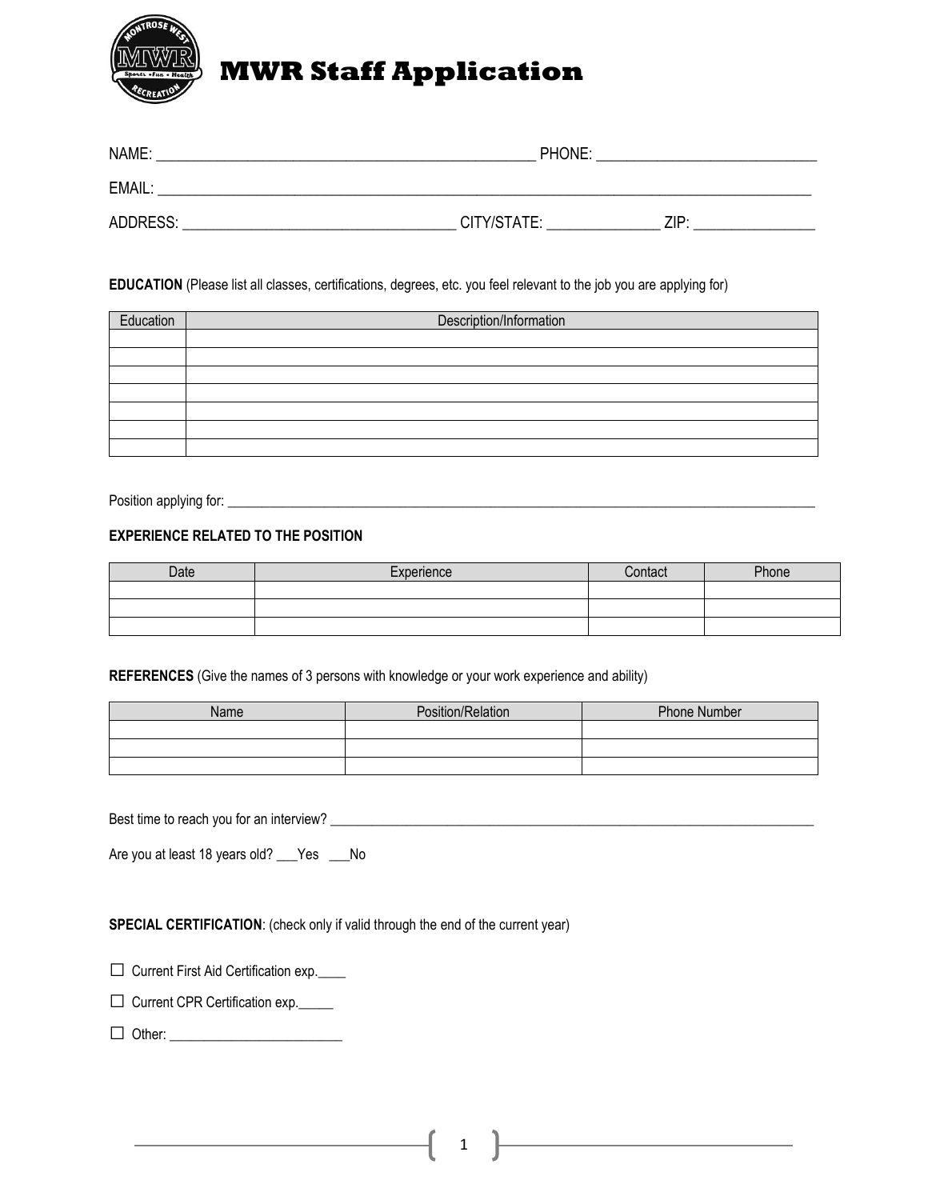# MWR Staff Application

NAME: ___________________________________________________ PHONE: ______________________________

EMAIL: __________________________________________________________________________________________

ADDRESS: ____________________________________ CITY/STATE: _______________ ZIP: ________________

**EDUCATION** (Please list all classes, certifications, degrees, etc. you feel relevant to the job you are applying for)

| Education | Description/Information |
|---|---|
| | |
| | |
| | |
| | |
| | |
| | |
| | |

Position applying for: _________________________________________________________________________________________

**EXPERIENCE RELATED TO THE POSITION**

| Date | Experience | Contact | Phone |
|---|---|---|---|
| | | | |
| | | | |
| | | | |

**REFERENCES** (Give the names of 3 persons with knowledge or your work experience and ability)

| Name | Position/Relation | Phone Number |
|---|---|---|
| | | |
| | | |
| | | |

Best time to reach you for an interview? ___________________________________________________________________________

Are you at least 18 years old? ___Yes ___No

**SPECIAL CERTIFICATION**: (check only if valid through the end of the current year)

☐ Current First Aid Certification exp.____

☐ Current CPR Certification exp._____

☐ Other: ________________________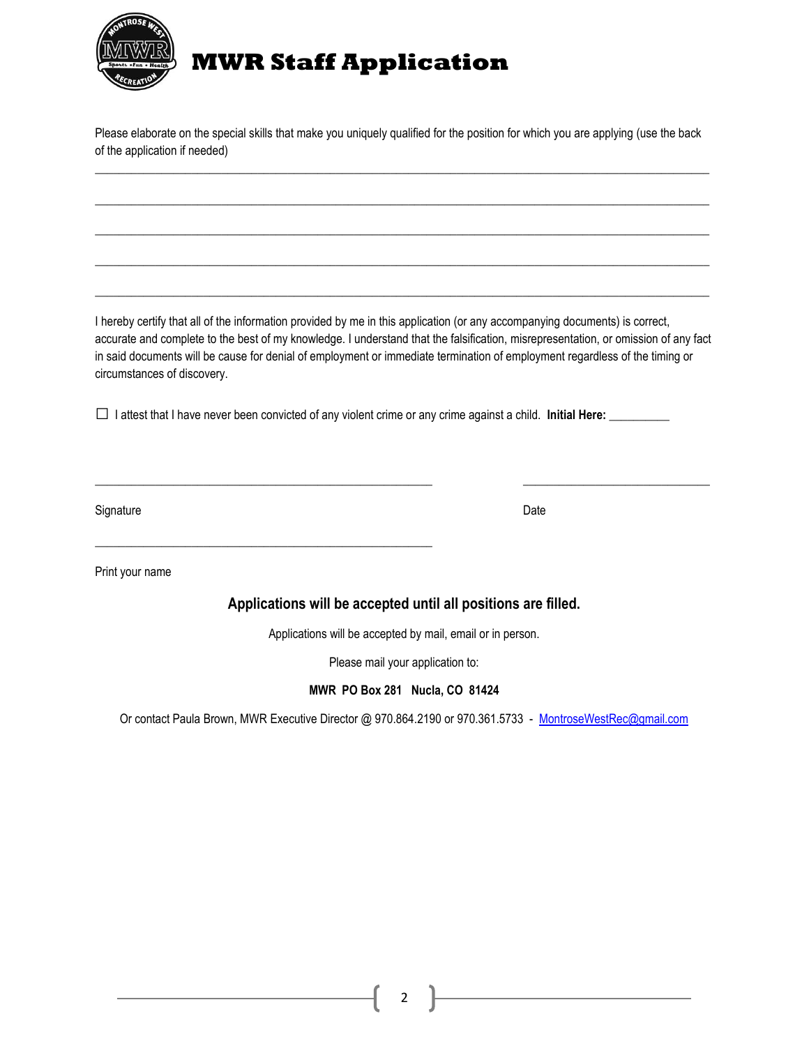// MWR Staff Application

# MWR Staff Application

Please elaborate on the special skills that make you uniquely qualified for the position for which you are applying (use the back of the application if needed)

______________________________________________________________________________________________

______________________________________________________________________________________________

______________________________________________________________________________________________

______________________________________________________________________________________________

______________________________________________________________________________________________

I hereby certify that all of the information provided by me in this application (or any accompanying documents) is correct, accurate and complete to the best of my knowledge. I understand that the falsification, misrepresentation, or omission of any fact in said documents will be cause for denial of employment or immediate termination of employment regardless of the timing or circumstances of discovery.

☐ I attest that I have never been convicted of any violent crime or any crime against a child. **Initial Here:** __________

_______________________________________________ ______________________________

Signature Date

_______________________________________________

Print your name

**Applications will be accepted until all positions are filled.**

Applications will be accepted by mail, email or in person.

Please mail your application to:

**MWR PO Box 281 Nucla, CO 81424**

Or contact Paula Brown, MWR Executive Director @ 970.864.2190 or 970.361.5733 - MontroseWestRec@gmail.com